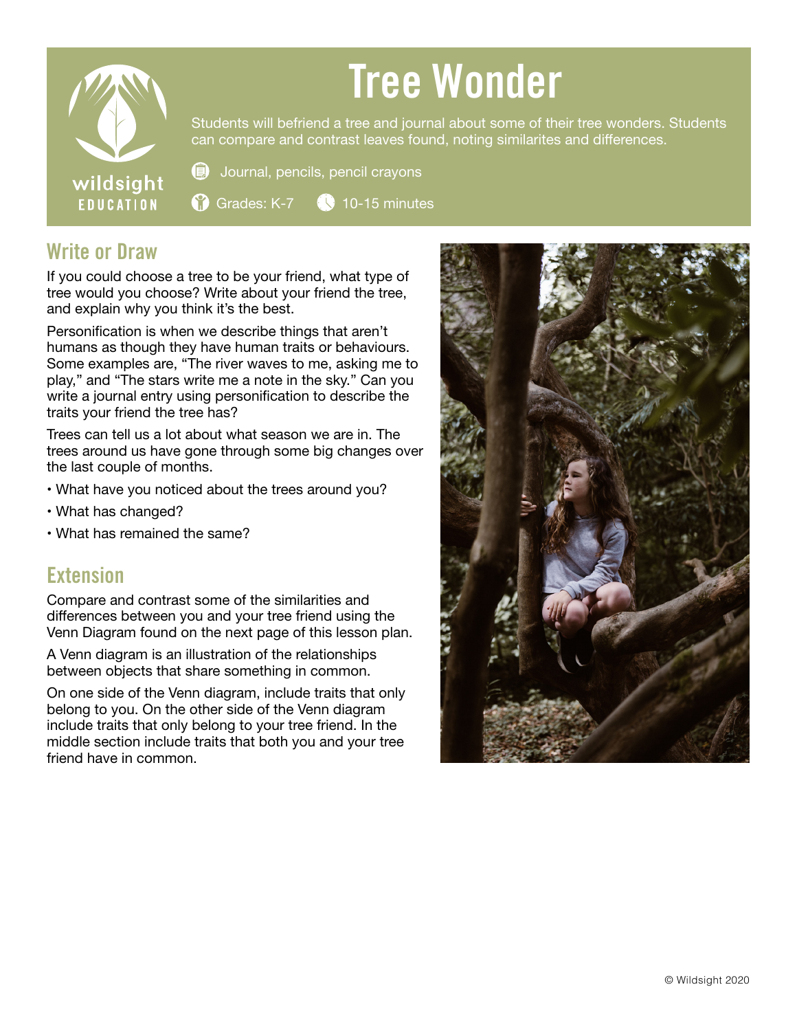# Tree Wonder

Students will befriend a tree and journal about some of their tree wonders. Students can compare and contrast leaves found, noting similarites and differences.

Journal, pencils, pencil crayons

Grades: K-7 &nbsp;&nbsp; 10-15 minutes

## Write or Draw

If you could choose a tree to be your friend, what type of tree would you choose? Write about your friend the tree, and explain why you think it's the best.

Personification is when we describe things that aren't humans as though they have human traits or behaviours. Some examples are, "The river waves to me, asking me to play," and "The stars write me a note in the sky." Can you write a journal entry using personification to describe the traits your friend the tree has?

Trees can tell us a lot about what season we are in. The trees around us have gone through some big changes over the last couple of months.

- What have you noticed about the trees around you?
- What has changed?
- What has remained the same?

## Extension

Compare and contrast some of the similarities and differences between you and your tree friend using the Venn Diagram found on the next page of this lesson plan.

A Venn diagram is an illustration of the relationships between objects that share something in common.

On one side of the Venn diagram, include traits that only belong to you. On the other side of the Venn diagram include traits that only belong to your tree friend. In the middle section include traits that both you and your tree friend have in common.

© Wildsight 2020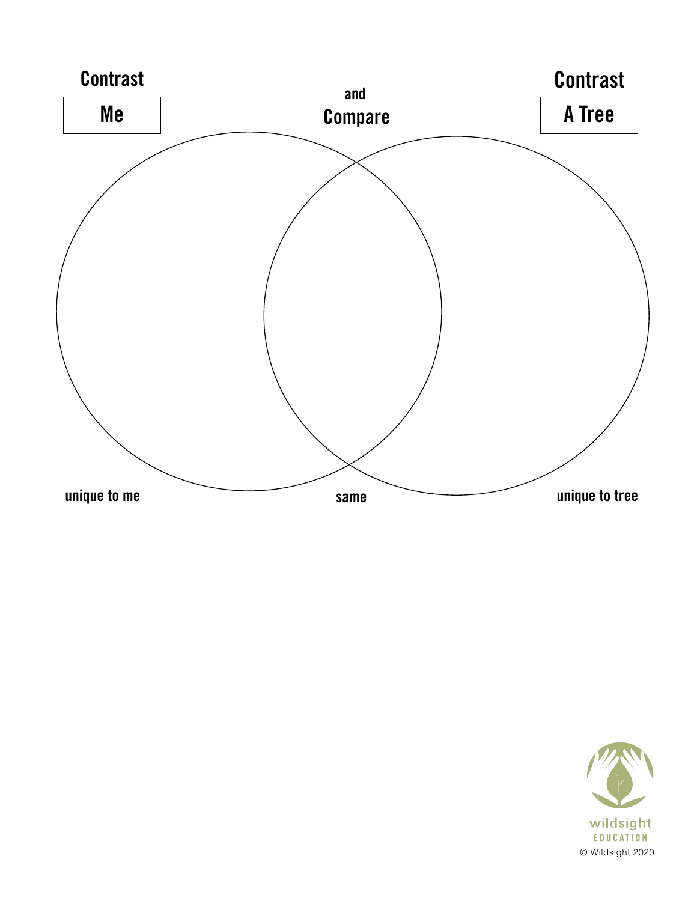Contrast

**Me**

and

**Compare**

Contrast

**A Tree**

unique to me

same

unique to tree

wildsight
EDUCATION
© Wildsight 2020